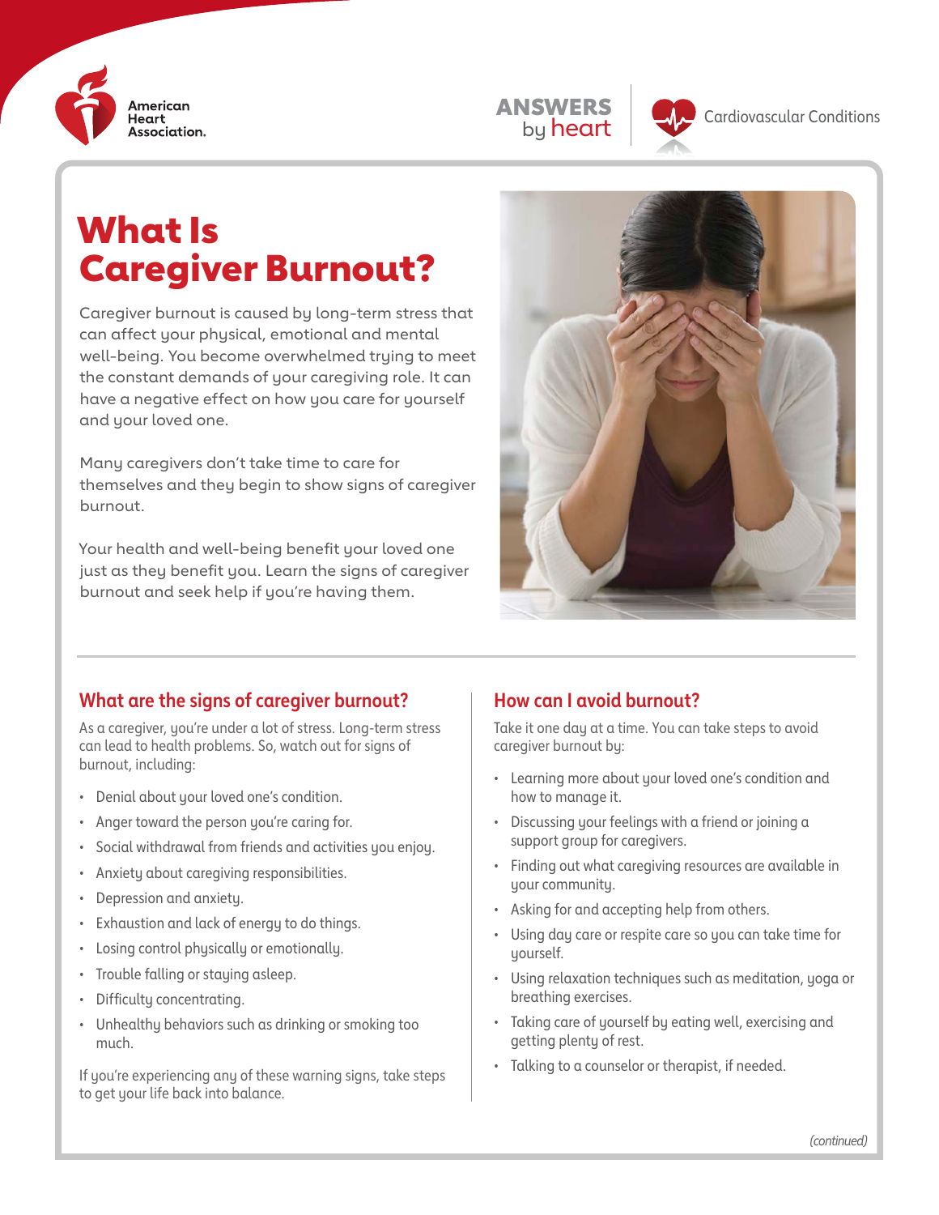American Heart Association.

ANSWERS by heart

Cardiovascular Conditions

# What Is Caregiver Burnout?

Caregiver burnout is caused by long-term stress that can affect your physical, emotional and mental well-being. You become overwhelmed trying to meet the constant demands of your caregiving role. It can have a negative effect on how you care for yourself and your loved one.

Many caregivers don't take time to care for themselves and they begin to show signs of caregiver burnout.

Your health and well-being benefit your loved one just as they benefit you. Learn the signs of caregiver burnout and seek help if you're having them.

## What are the signs of caregiver burnout?

As a caregiver, you're under a lot of stress. Long-term stress can lead to health problems. So, watch out for signs of burnout, including:

- Denial about your loved one's condition.
- Anger toward the person you're caring for.
- Social withdrawal from friends and activities you enjoy.
- Anxiety about caregiving responsibilities.
- Depression and anxiety.
- Exhaustion and lack of energy to do things.
- Losing control physically or emotionally.
- Trouble falling or staying asleep.
- Difficulty concentrating.
- Unhealthy behaviors such as drinking or smoking too much.

If you're experiencing any of these warning signs, take steps to get your life back into balance.

## How can I avoid burnout?

Take it one day at a time. You can take steps to avoid caregiver burnout by:

- Learning more about your loved one's condition and how to manage it.
- Discussing your feelings with a friend or joining a support group for caregivers.
- Finding out what caregiving resources are available in your community.
- Asking for and accepting help from others.
- Using day care or respite care so you can take time for yourself.
- Using relaxation techniques such as meditation, yoga or breathing exercises.
- Taking care of yourself by eating well, exercising and getting plenty of rest.
- Talking to a counselor or therapist, if needed.

*(continued)*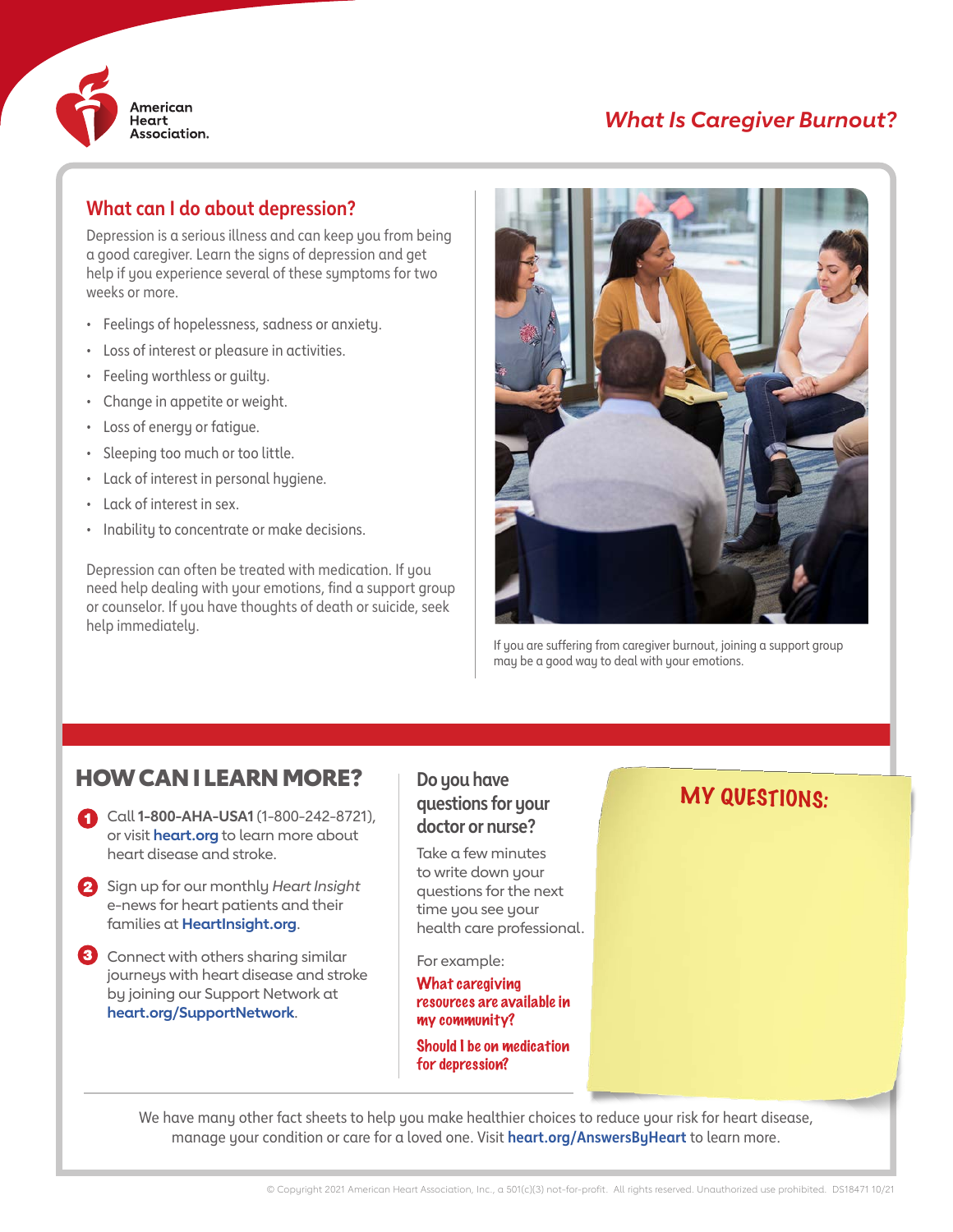## What can I do about depression?

Depression is a serious illness and can keep you from being a good caregiver. Learn the signs of depression and get help if you experience several of these symptoms for two weeks or more.

- Feelings of hopelessness, sadness or anxiety.
- Loss of interest or pleasure in activities.
- Feeling worthless or guilty.
- Change in appetite or weight.
- Loss of energy or fatigue.
- Sleeping too much or too little.
- Lack of interest in personal hygiene.
- Lack of interest in sex.
- Inability to concentrate or make decisions.

Depression can often be treated with medication. If you need help dealing with your emotions, find a support group or counselor. If you have thoughts of death or suicide, seek help immediately.

If you are suffering from caregiver burnout, joining a support group may be a good way to deal with your emotions.

## HOW CAN I LEARN MORE?

1. Call **1-800-AHA-USA1** (1-800-242-8721), or visit **heart.org** to learn more about heart disease and stroke.
2. Sign up for our monthly *Heart Insight* e-news for heart patients and their families at **HeartInsight.org**.
3. Connect with others sharing similar journeys with heart disease and stroke by joining our Support Network at **heart.org/SupportNetwork**.

### Do you have questions for your doctor or nurse?

Take a few minutes to write down your questions for the next time you see your health care professional.

For example:

**What caregiving resources are available in my community?**

**Should I be on medication for depression?**

### MY QUESTIONS:

We have many other fact sheets to help you make healthier choices to reduce your risk for heart disease, manage your condition or care for a loved one. Visit **heart.org/AnswersByHeart** to learn more.

© Copyright 2021 American Heart Association, Inc., a 501(c)(3) not-for-profit. All rights reserved. Unauthorized use prohibited. DS18471 10/21